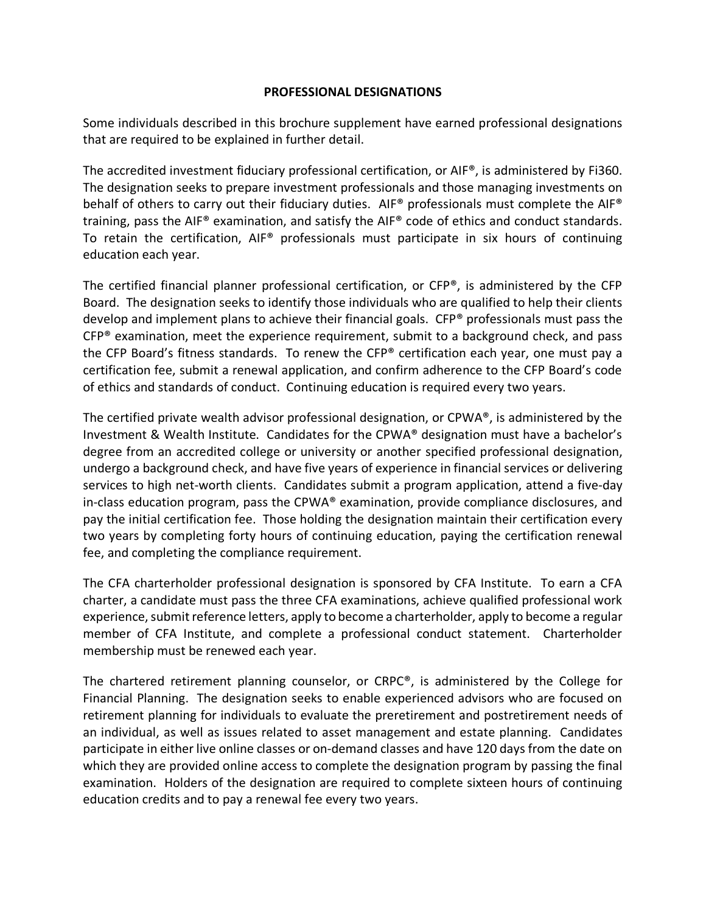## PROFESSIONAL DESIGNATIONS

Some individuals described in this brochure supplement have earned professional designations that are required to be explained in further detail.

The accredited investment fiduciary professional certification, or AIF®, is administered by Fi360. The designation seeks to prepare investment professionals and those managing investments on behalf of others to carry out their fiduciary duties. AIF® professionals must complete the AIF® training, pass the AIF® examination, and satisfy the AIF® code of ethics and conduct standards. To retain the certification, AIF® professionals must participate in six hours of continuing education each year.

The certified financial planner professional certification, or CFP®, is administered by the CFP Board. The designation seeks to identify those individuals who are qualified to help their clients develop and implement plans to achieve their financial goals. CFP® professionals must pass the CFP® examination, meet the experience requirement, submit to a background check, and pass the CFP Board's fitness standards. To renew the CFP® certification each year, one must pay a certification fee, submit a renewal application, and confirm adherence to the CFP Board's code of ethics and standards of conduct. Continuing education is required every two years.

The certified private wealth advisor professional designation, or CPWA®, is administered by the Investment & Wealth Institute. Candidates for the CPWA® designation must have a bachelor's degree from an accredited college or university or another specified professional designation, undergo a background check, and have five years of experience in financial services or delivering services to high net-worth clients. Candidates submit a program application, attend a five-day in-class education program, pass the CPWA® examination, provide compliance disclosures, and pay the initial certification fee. Those holding the designation maintain their certification every two years by completing forty hours of continuing education, paying the certification renewal fee, and completing the compliance requirement.

The CFA charterholder professional designation is sponsored by CFA Institute. To earn a CFA charter, a candidate must pass the three CFA examinations, achieve qualified professional work experience, submit reference letters, apply to become a charterholder, apply to become a regular member of CFA Institute, and complete a professional conduct statement. Charterholder membership must be renewed each year.

The chartered retirement planning counselor, or CRPC®, is administered by the College for Financial Planning. The designation seeks to enable experienced advisors who are focused on retirement planning for individuals to evaluate the preretirement and postretirement needs of an individual, as well as issues related to asset management and estate planning. Candidates participate in either live online classes or on-demand classes and have 120 days from the date on which they are provided online access to complete the designation program by passing the final examination. Holders of the designation are required to complete sixteen hours of continuing education credits and to pay a renewal fee every two years.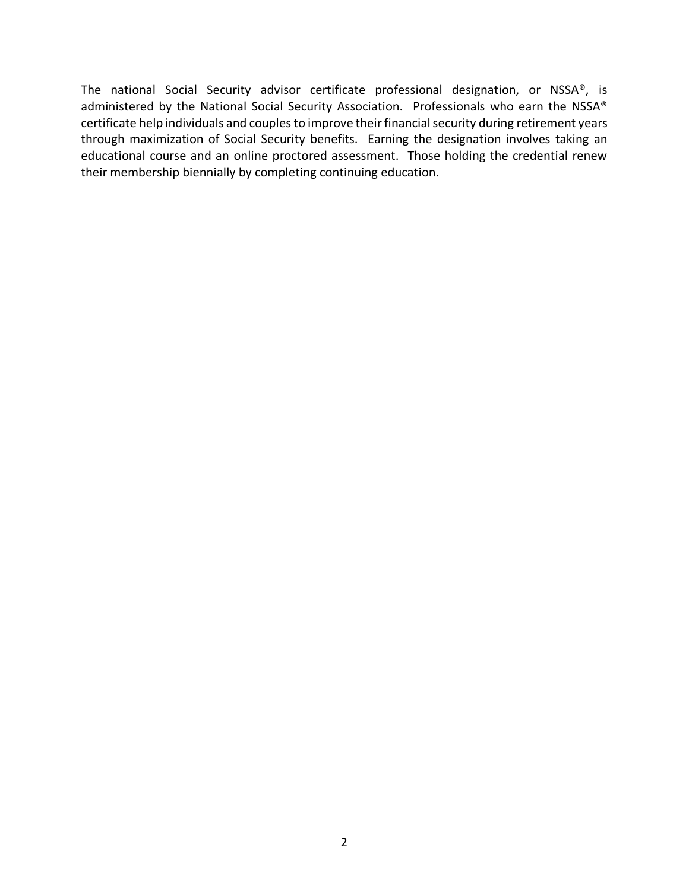The national Social Security advisor certificate professional designation, or NSSA®, is administered by the National Social Security Association. Professionals who earn the NSSA® certificate help individuals and couples to improve their financial security during retirement years through maximization of Social Security benefits. Earning the designation involves taking an educational course and an online proctored assessment. Those holding the credential renew their membership biennially by completing continuing education.